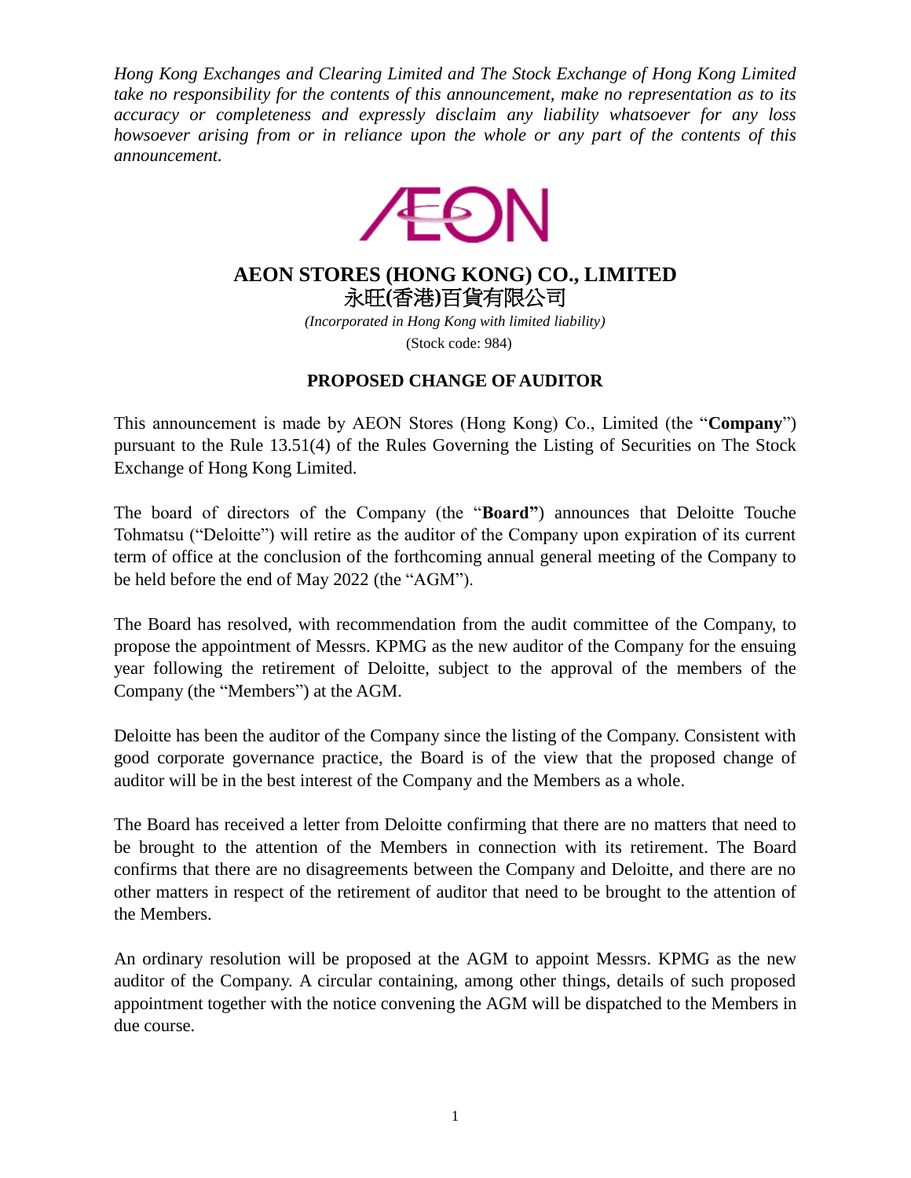*Hong Kong Exchanges and Clearing Limited and The Stock Exchange of Hong Kong Limited take no responsibility for the contents of this announcement, make no representation as to its accuracy or completeness and expressly disclaim any liability whatsoever for any loss howsoever arising from or in reliance upon the whole or any part of the contents of this announcement.*

# AEON STORES (HONG KONG) CO., LIMITED
# 永旺(香港)百貨有限公司

*(Incorporated in Hong Kong with limited liability)*

(Stock code: 984)

## PROPOSED CHANGE OF AUDITOR

This announcement is made by AEON Stores (Hong Kong) Co., Limited (the "**Company**") pursuant to the Rule 13.51(4) of the Rules Governing the Listing of Securities on The Stock Exchange of Hong Kong Limited.

The board of directors of the Company (the "**Board"**) announces that Deloitte Touche Tohmatsu ("Deloitte") will retire as the auditor of the Company upon expiration of its current term of office at the conclusion of the forthcoming annual general meeting of the Company to be held before the end of May 2022 (the "AGM").

The Board has resolved, with recommendation from the audit committee of the Company, to propose the appointment of Messrs. KPMG as the new auditor of the Company for the ensuing year following the retirement of Deloitte, subject to the approval of the members of the Company (the "Members") at the AGM.

Deloitte has been the auditor of the Company since the listing of the Company. Consistent with good corporate governance practice, the Board is of the view that the proposed change of auditor will be in the best interest of the Company and the Members as a whole.

The Board has received a letter from Deloitte confirming that there are no matters that need to be brought to the attention of the Members in connection with its retirement. The Board confirms that there are no disagreements between the Company and Deloitte, and there are no other matters in respect of the retirement of auditor that need to be brought to the attention of the Members.

An ordinary resolution will be proposed at the AGM to appoint Messrs. KPMG as the new auditor of the Company. A circular containing, among other things, details of such proposed appointment together with the notice convening the AGM will be dispatched to the Members in due course.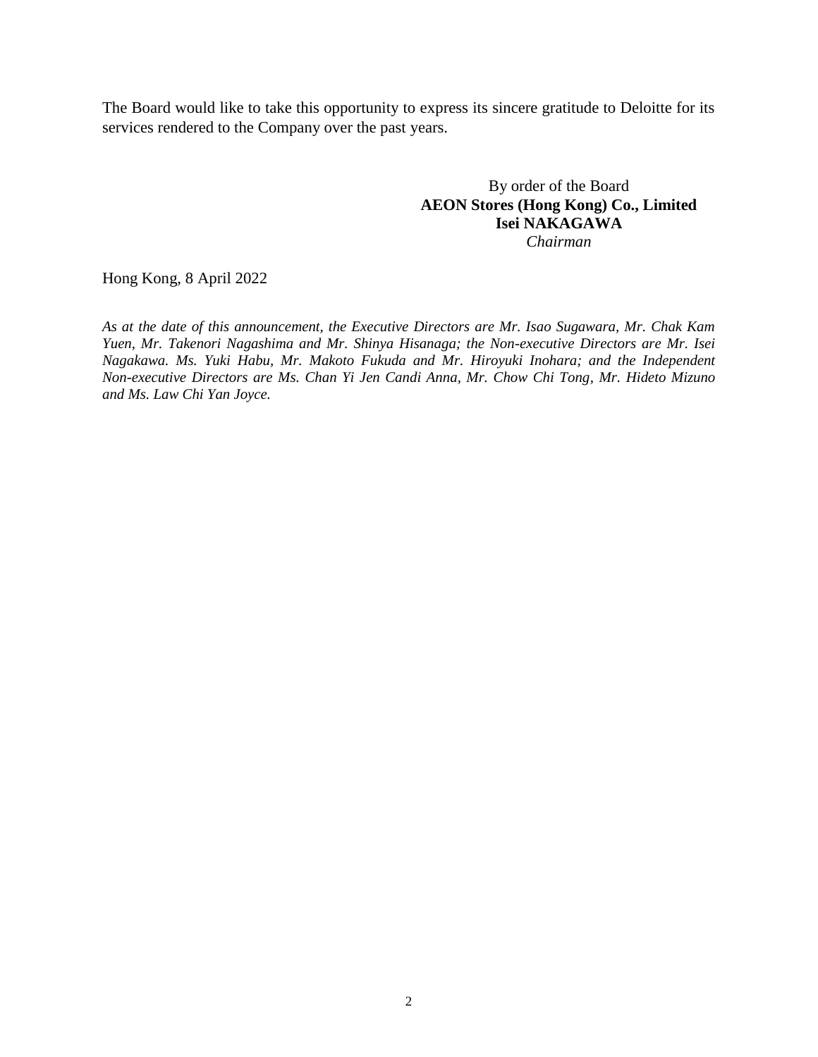The Board would like to take this opportunity to express its sincere gratitude to Deloitte for its services rendered to the Company over the past years.

By order of the Board
**AEON Stores (Hong Kong) Co., Limited**
**Isei NAKAGAWA**
*Chairman*

Hong Kong, 8 April 2022

*As at the date of this announcement, the Executive Directors are Mr. Isao Sugawara, Mr. Chak Kam Yuen, Mr. Takenori Nagashima and Mr. Shinya Hisanaga; the Non-executive Directors are Mr. Isei Nagakawa. Ms. Yuki Habu, Mr. Makoto Fukuda and Mr. Hiroyuki Inohara; and the Independent Non-executive Directors are Ms. Chan Yi Jen Candi Anna, Mr. Chow Chi Tong, Mr. Hideto Mizuno and Ms. Law Chi Yan Joyce.*